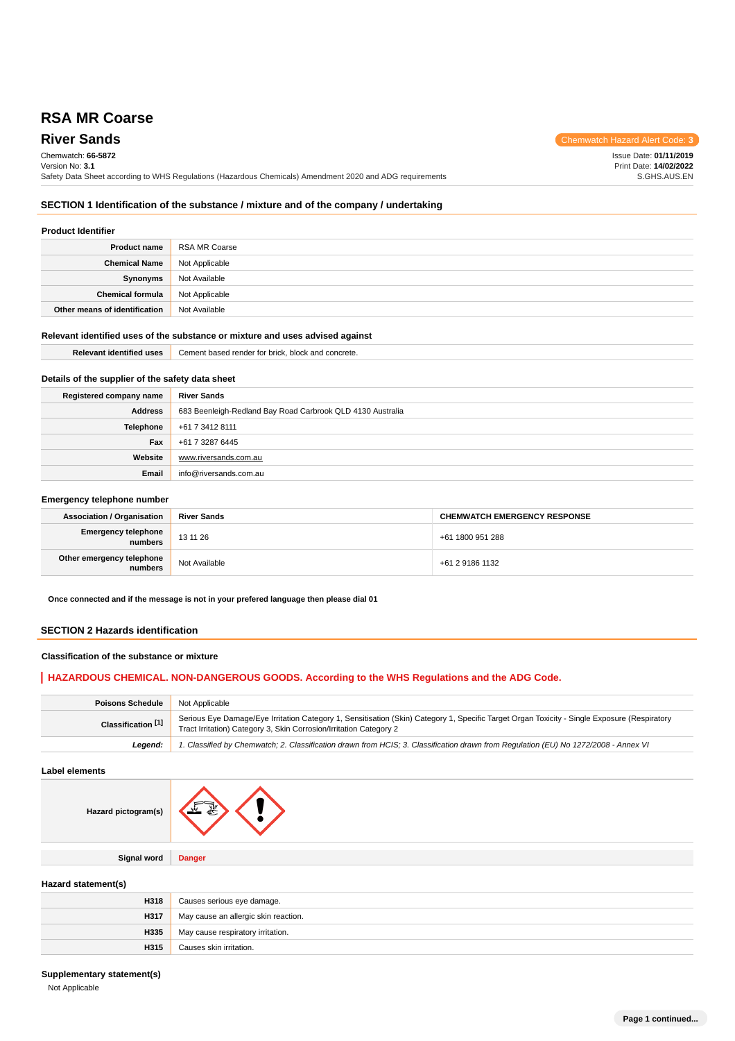# RSA MR Coarse

## River Sands

Chemwatch Hazard Alert Code: **3**

Chemwatch: **66-5872**
Version No: **3.1**
Safety Data Sheet according to WHS Regulations (Hazardous Chemicals) Amendment 2020 and ADG requirements

Issue Date: **01/11/2019**
Print Date: **14/02/2022**
S.GHS.AUS.EN

## SECTION 1 Identification of the substance / mixture and of the company / undertaking

### Product Identifier

| | |
|---|---|
| **Product name** | RSA MR Coarse |
| **Chemical Name** | Not Applicable |
| **Synonyms** | Not Available |
| **Chemical formula** | Not Applicable |
| **Other means of identification** | Not Available |

### Relevant identified uses of the substance or mixture and uses advised against

| | |
|---|---|
| **Relevant identified uses** | Cement based render for brick, block and concrete. |

### Details of the supplier of the safety data sheet

| | |
|---|---|
| **Registered company name** | **River Sands** |
| **Address** | 683 Beenleigh-Redland Bay Road Carbrook QLD 4130 Australia |
| **Telephone** | +61 7 3412 8111 |
| **Fax** | +61 7 3287 6445 |
| **Website** | www.riversands.com.au |
| **Email** | info@riversands.com.au |

### Emergency telephone number

| | | |
|---|---|---|
| **Association / Organisation** | **River Sands** | **CHEMWATCH EMERGENCY RESPONSE** |
| **Emergency telephone numbers** | 13 11 26 | +61 1800 951 288 |
| **Other emergency telephone numbers** | Not Available | +61 2 9186 1132 |

**Once connected and if the message is not in your prefered language then please dial 01**

## SECTION 2 Hazards identification

### Classification of the substance or mixture

**HAZARDOUS CHEMICAL. NON-DANGEROUS GOODS. According to the WHS Regulations and the ADG Code.**

| | |
|---|---|
| **Poisons Schedule** | Not Applicable |
| **Classification [1]** | Serious Eye Damage/Eye Irritation Category 1, Sensitisation (Skin) Category 1, Specific Target Organ Toxicity - Single Exposure (Respiratory Tract Irritation) Category 3, Skin Corrosion/Irritation Category 2 |
| ***Legend:*** | *1. Classified by Chemwatch; 2. Classification drawn from HCIS; 3. Classification drawn from Regulation (EU) No 1272/2008 - Annex VI* |

### Label elements

| | |
|---|---|
| **Hazard pictogram(s)** | |
| **Signal word** | **Danger** |

### Hazard statement(s)

| | |
|---|---|
| **H318** | Causes serious eye damage. |
| **H317** | May cause an allergic skin reaction. |
| **H335** | May cause respiratory irritation. |
| **H315** | Causes skin irritation. |

### Supplementary statement(s)

Not Applicable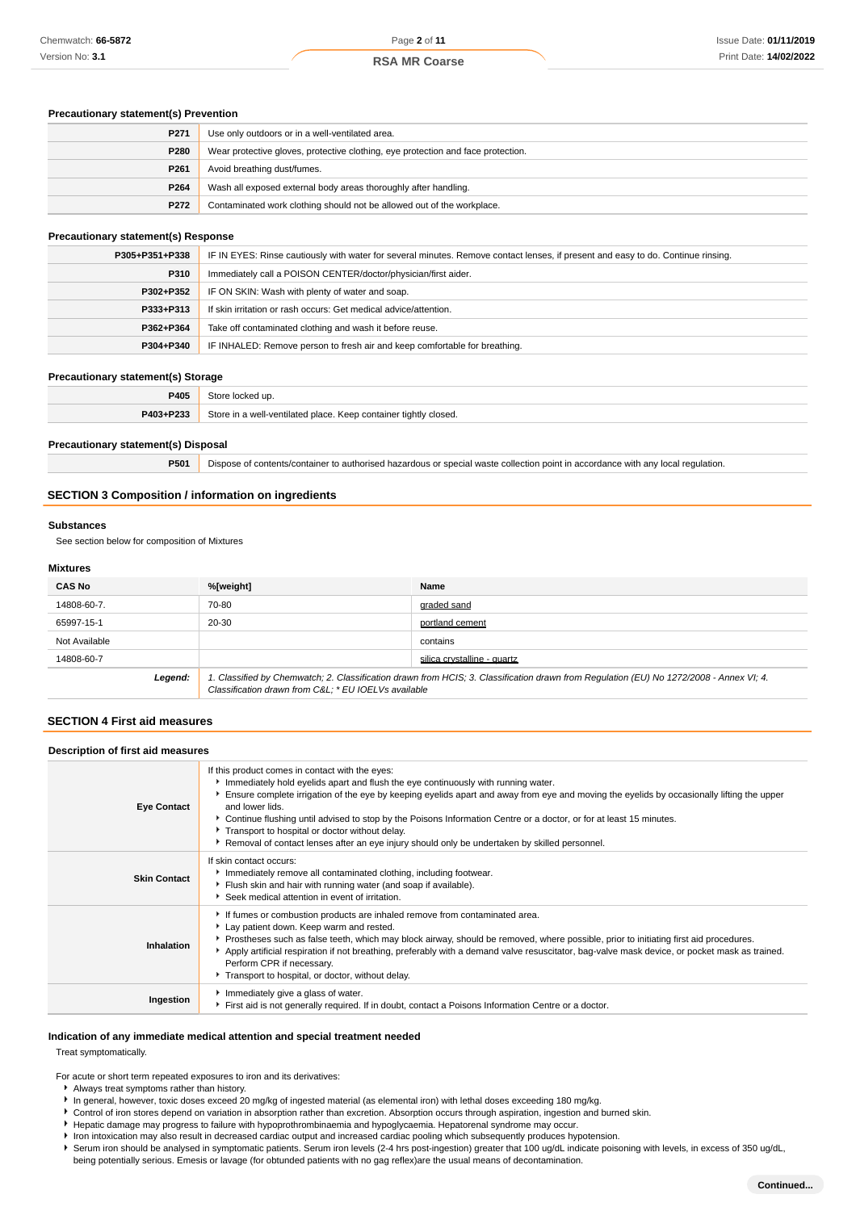### Precautionary statement(s) Prevention

| | |
|---|---|
| P271 | Use only outdoors or in a well-ventilated area. |
| P280 | Wear protective gloves, protective clothing, eye protection and face protection. |
| P261 | Avoid breathing dust/fumes. |
| P264 | Wash all exposed external body areas thoroughly after handling. |
| P272 | Contaminated work clothing should not be allowed out of the workplace. |

### Precautionary statement(s) Response

| | |
|---|---|
| P305+P351+P338 | IF IN EYES: Rinse cautiously with water for several minutes. Remove contact lenses, if present and easy to do. Continue rinsing. |
| P310 | Immediately call a POISON CENTER/doctor/physician/first aider. |
| P302+P352 | IF ON SKIN: Wash with plenty of water and soap. |
| P333+P313 | If skin irritation or rash occurs: Get medical advice/attention. |
| P362+P364 | Take off contaminated clothing and wash it before reuse. |
| P304+P340 | IF INHALED: Remove person to fresh air and keep comfortable for breathing. |

### Precautionary statement(s) Storage

| | |
|---|---|
| P405 | Store locked up. |
| P403+P233 | Store in a well-ventilated place. Keep container tightly closed. |

### Precautionary statement(s) Disposal

| | |
|---|---|
| P501 | Dispose of contents/container to authorised hazardous or special waste collection point in accordance with any local regulation. |

## SECTION 3 Composition / information on ingredients

### Substances

See section below for composition of Mixtures

### Mixtures

| CAS No | %[weight] | Name |
|---|---|---|
| 14808-60-7. | 70-80 | graded sand |
| 65997-15-1 | 20-30 | portland cement |
| Not Available | | contains |
| 14808-60-7 | | silica crystalline - quartz |
| ***Legend:*** | *1. Classified by Chemwatch; 2. Classification drawn from HCIS; 3. Classification drawn from Regulation (EU) No 1272/2008 - Annex VI; 4. Classification drawn from C&L; * EU IOELVs available* | |

## SECTION 4 First aid measures

### Description of first aid measures

| | |
|---|---|
| **Eye Contact** | If this product comes in contact with the eyes:<br>▸ Immediately hold eyelids apart and flush the eye continuously with running water.<br>▸ Ensure complete irrigation of the eye by keeping eyelids apart and away from eye and moving the eyelids by occasionally lifting the upper and lower lids.<br>▸ Continue flushing until advised to stop by the Poisons Information Centre or a doctor, or for at least 15 minutes.<br>▸ Transport to hospital or doctor without delay.<br>▸ Removal of contact lenses after an eye injury should only be undertaken by skilled personnel. |
| **Skin Contact** | If skin contact occurs:<br>▸ Immediately remove all contaminated clothing, including footwear.<br>▸ Flush skin and hair with running water (and soap if available).<br>▸ Seek medical attention in event of irritation. |
| **Inhalation** | ▸ If fumes or combustion products are inhaled remove from contaminated area.<br>▸ Lay patient down. Keep warm and rested.<br>▸ Prostheses such as false teeth, which may block airway, should be removed, where possible, prior to initiating first aid procedures.<br>▸ Apply artificial respiration if not breathing, preferably with a demand valve resuscitator, bag-valve mask device, or pocket mask as trained. Perform CPR if necessary.<br>▸ Transport to hospital, or doctor, without delay. |
| **Ingestion** | ▸ Immediately give a glass of water.<br>▸ First aid is not generally required. If in doubt, contact a Poisons Information Centre or a doctor. |

### Indication of any immediate medical attention and special treatment needed

Treat symptomatically.

For acute or short term repeated exposures to iron and its derivatives:

- Always treat symptoms rather than history.
- In general, however, toxic doses exceed 20 mg/kg of ingested material (as elemental iron) with lethal doses exceeding 180 mg/kg.
- Control of iron stores depend on variation in absorption rather than excretion. Absorption occurs through aspiration, ingestion and burned skin.
- Hepatic damage may progress to failure with hypoprothrombinaemia and hypoglycaemia. Hepatorenal syndrome may occur.
- Iron intoxication may also result in decreased cardiac output and increased cardiac pooling which subsequently produces hypotension.
- Serum iron should be analysed in symptomatic patients. Serum iron levels (2-4 hrs post-ingestion) greater that 100 ug/dL indicate poisoning with levels, in excess of 350 ug/dL, being potentially serious. Emesis or lavage (for obtunded patients with no gag reflex)are the usual means of decontamination.

**Continued...**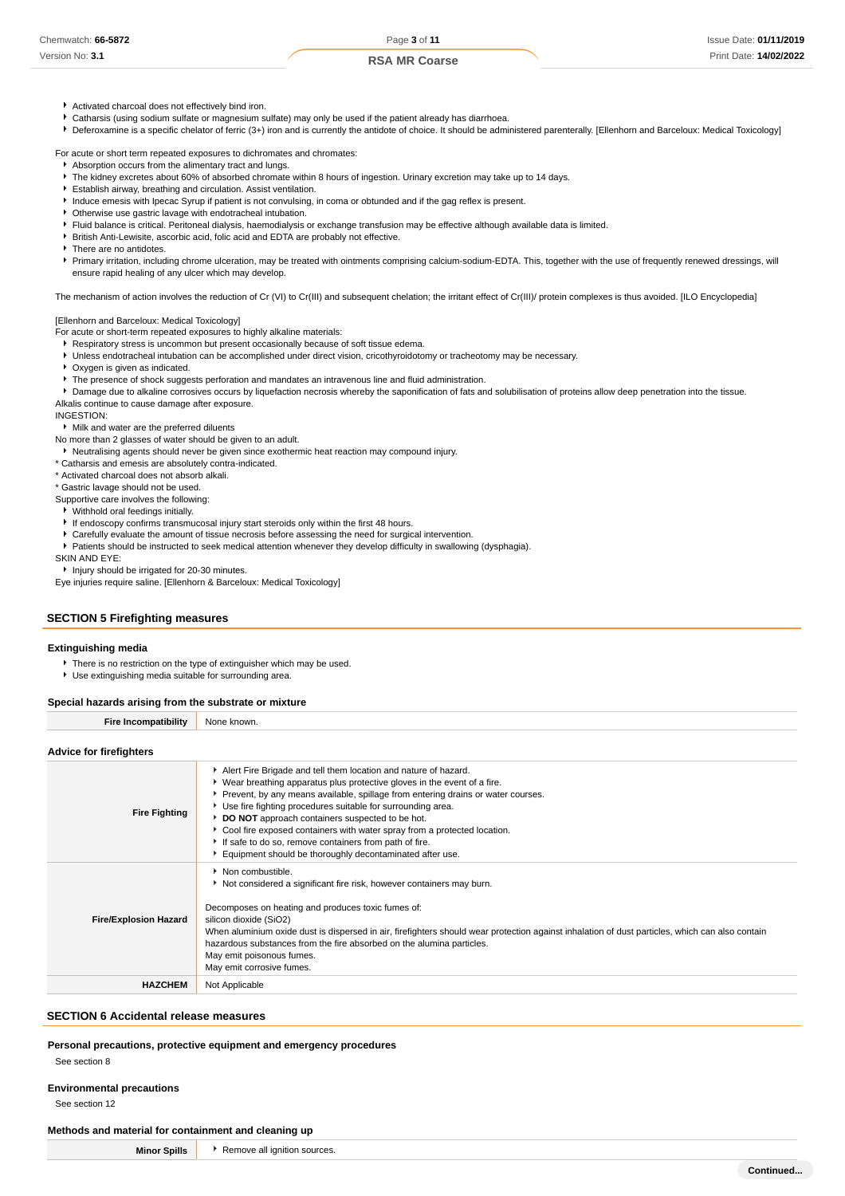- Activated charcoal does not effectively bind iron.
- Catharsis (using sodium sulfate or magnesium sulfate) may only be used if the patient already has diarrhoea.
- Deferoxamine is a specific chelator of ferric (3+) iron and is currently the antidote of choice. It should be administered parenterally. [Ellenhorn and Barceloux: Medical Toxicology]

For acute or short term repeated exposures to dichromates and chromates:

- Absorption occurs from the alimentary tract and lungs.
- The kidney excretes about 60% of absorbed chromate within 8 hours of ingestion. Urinary excretion may take up to 14 days.
- Establish airway, breathing and circulation. Assist ventilation.
- Induce emesis with Ipecac Syrup if patient is not convulsing, in coma or obtunded and if the gag reflex is present.
- Otherwise use gastric lavage with endotracheal intubation.
- Fluid balance is critical. Peritoneal dialysis, haemodialysis or exchange transfusion may be effective although available data is limited.
- British Anti-Lewisite, ascorbic acid, folic acid and EDTA are probably not effective.
- There are no antidotes.
- Primary irritation, including chrome ulceration, may be treated with ointments comprising calcium-sodium-EDTA. This, together with the use of frequently renewed dressings, will ensure rapid healing of any ulcer which may develop.

The mechanism of action involves the reduction of Cr (VI) to Cr(III) and subsequent chelation; the irritant effect of Cr(III)/ protein complexes is thus avoided. [ILO Encyclopedia]

[Ellenhorn and Barceloux: Medical Toxicology]
For acute or short-term repeated exposures to highly alkaline materials:

- Respiratory stress is uncommon but present occasionally because of soft tissue edema.
- Unless endotracheal intubation can be accomplished under direct vision, cricothyroidotomy or tracheotomy may be necessary.
- Oxygen is given as indicated.
- The presence of shock suggests perforation and mandates an intravenous line and fluid administration.
- Damage due to alkaline corrosives occurs by liquefaction necrosis whereby the saponification of fats and solubilisation of proteins allow deep penetration into the tissue.

Alkalis continue to cause damage after exposure.
INGESTION:

- Milk and water are the preferred diluents

No more than 2 glasses of water should be given to an adult.

- Neutralising agents should never be given since exothermic heat reaction may compound injury.

* Catharsis and emesis are absolutely contra-indicated.
* Activated charcoal does not absorb alkali.
* Gastric lavage should not be used.

Supportive care involves the following:

- Withhold oral feedings initially.
- If endoscopy confirms transmucosal injury start steroids only within the first 48 hours.
- Carefully evaluate the amount of tissue necrosis before assessing the need for surgical intervention.
- Patients should be instructed to seek medical attention whenever they develop difficulty in swallowing (dysphagia).

SKIN AND EYE:

- Injury should be irrigated for 20-30 minutes.

Eye injuries require saline. [Ellenhorn & Barceloux: Medical Toxicology]

## SECTION 5 Firefighting measures

### Extinguishing media

- There is no restriction on the type of extinguisher which may be used.
- Use extinguishing media suitable for surrounding area.

### Special hazards arising from the substrate or mixture

| | |
|---|---|
| **Fire Incompatibility** | None known. |

### Advice for firefighters

| | |
|---|---|
| **Fire Fighting** | - Alert Fire Brigade and tell them location and nature of hazard.<br>- Wear breathing apparatus plus protective gloves in the event of a fire.<br>- Prevent, by any means available, spillage from entering drains or water courses.<br>- Use fire fighting procedures suitable for surrounding area.<br>- **DO NOT** approach containers suspected to be hot.<br>- Cool fire exposed containers with water spray from a protected location.<br>- If safe to do so, remove containers from path of fire.<br>- Equipment should be thoroughly decontaminated after use. |
| **Fire/Explosion Hazard** | - Non combustible.<br>- Not considered a significant fire risk, however containers may burn.<br><br>Decomposes on heating and produces toxic fumes of:<br>silicon dioxide ($SiO_2$)<br>When aluminium oxide dust is dispersed in air, firefighters should wear protection against inhalation of dust particles, which can also contain hazardous substances from the fire absorbed on the alumina particles.<br>May emit poisonous fumes.<br>May emit corrosive fumes. |
| **HAZCHEM** | Not Applicable |

## SECTION 6 Accidental release measures

### Personal precautions, protective equipment and emergency procedures

See section 8

### Environmental precautions

See section 12

### Methods and material for containment and cleaning up

| | |
|---|---|
| **Minor Spills** | - Remove all ignition sources. |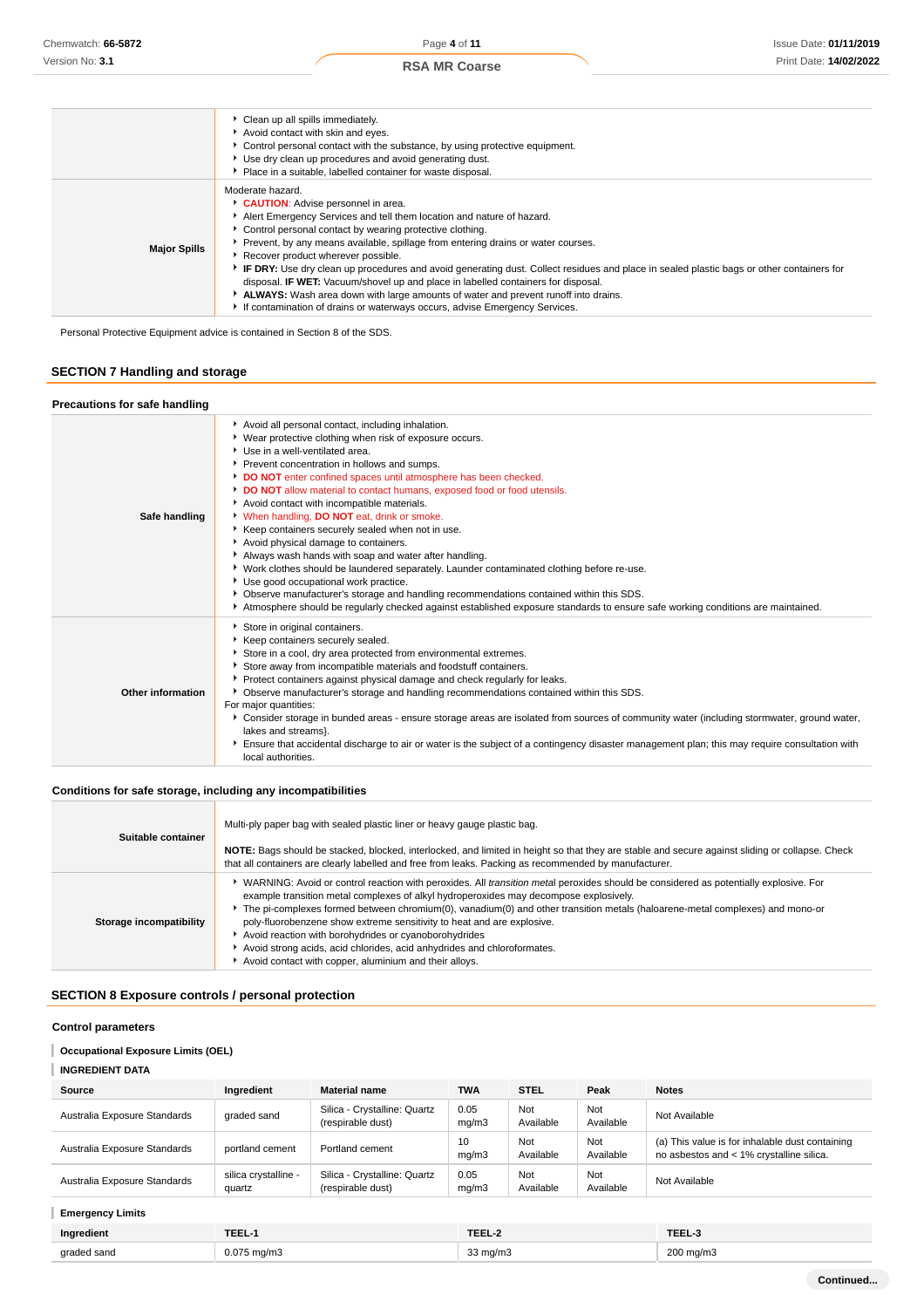| | |
|---|---|
| | Clean up all spills immediately.<br>Avoid contact with skin and eyes.<br>Control personal contact with the substance, by using protective equipment.<br>Use dry clean up procedures and avoid generating dust.<br>Place in a suitable, labelled container for waste disposal. |
| **Major Spills** | Moderate hazard.<br>**CAUTION**: Advise personnel in area.<br>Alert Emergency Services and tell them location and nature of hazard.<br>Control personal contact by wearing protective clothing.<br>Prevent, by any means available, spillage from entering drains or water courses.<br>Recover product wherever possible.<br>**IF DRY:** Use dry clean up procedures and avoid generating dust. Collect residues and place in sealed plastic bags or other containers for disposal. **IF WET:** Vacuum/shovel up and place in labelled containers for disposal.<br>**ALWAYS:** Wash area down with large amounts of water and prevent runoff into drains.<br>If contamination of drains or waterways occurs, advise Emergency Services. |

Personal Protective Equipment advice is contained in Section 8 of the SDS.

## SECTION 7 Handling and storage

### Precautions for safe handling

| | |
|---|---|
| **Safe handling** | Avoid all personal contact, including inhalation.<br>Wear protective clothing when risk of exposure occurs.<br>Use in a well-ventilated area.<br>Prevent concentration in hollows and sumps.<br>**DO NOT** enter confined spaces until atmosphere has been checked.<br>**DO NOT** allow material to contact humans, exposed food or food utensils.<br>Avoid contact with incompatible materials.<br>When handling, **DO NOT** eat, drink or smoke.<br>Keep containers securely sealed when not in use.<br>Avoid physical damage to containers.<br>Always wash hands with soap and water after handling.<br>Work clothes should be laundered separately. Launder contaminated clothing before re-use.<br>Use good occupational work practice.<br>Observe manufacturer's storage and handling recommendations contained within this SDS.<br>Atmosphere should be regularly checked against established exposure standards to ensure safe working conditions are maintained. |
| **Other information** | Store in original containers.<br>Keep containers securely sealed.<br>Store in a cool, dry area protected from environmental extremes.<br>Store away from incompatible materials and foodstuff containers.<br>Protect containers against physical damage and check regularly for leaks.<br>Observe manufacturer's storage and handling recommendations contained within this SDS.<br>For major quantities:<br>Consider storage in bunded areas - ensure storage areas are isolated from sources of community water (including stormwater, ground water, lakes and streams}.<br>Ensure that accidental discharge to air or water is the subject of a contingency disaster management plan; this may require consultation with local authorities. |

### Conditions for safe storage, including any incompatibilities

| | |
|---|---|
| **Suitable container** | Multi-ply paper bag with sealed plastic liner or heavy gauge plastic bag.<br><br>**NOTE:** Bags should be stacked, blocked, interlocked, and limited in height so that they are stable and secure against sliding or collapse. Check that all containers are clearly labelled and free from leaks. Packing as recommended by manufacturer. |
| **Storage incompatibility** | WARNING: Avoid or control reaction with peroxides. All *transition metal* peroxides should be considered as potentially explosive. For example transition metal complexes of alkyl hydroperoxides may decompose explosively.<br>The pi-complexes formed between chromium(0), vanadium(0) and other transition metals (haloarene-metal complexes) and mono-or poly-fluorobenzene show extreme sensitivity to heat and are explosive.<br>Avoid reaction with borohydrides or cyanoborohydrides<br>Avoid strong acids, acid chlorides, acid anhydrides and chloroformates.<br>Avoid contact with copper, aluminium and their alloys. |

## SECTION 8 Exposure controls / personal protection

### Control parameters

#### Occupational Exposure Limits (OEL)

#### INGREDIENT DATA

| Source | Ingredient | Material name | TWA | STEL | Peak | Notes |
|---|---|---|---|---|---|---|
| Australia Exposure Standards | graded sand | Silica - Crystalline: Quartz (respirable dust) | 0.05 mg/m3 | Not Available | Not Available | Not Available |
| Australia Exposure Standards | portland cement | Portland cement | 10 mg/m3 | Not Available | Not Available | (a) This value is for inhalable dust containing no asbestos and < 1% crystalline silica. |
| Australia Exposure Standards | silica crystalline - quartz | Silica - Crystalline: Quartz (respirable dust) | 0.05 mg/m3 | Not Available | Not Available | Not Available |

#### Emergency Limits

| Ingredient | TEEL-1 | TEEL-2 | TEEL-3 |
|---|---|---|---|
| graded sand | 0.075 mg/m3 | 33 mg/m3 | 200 mg/m3 |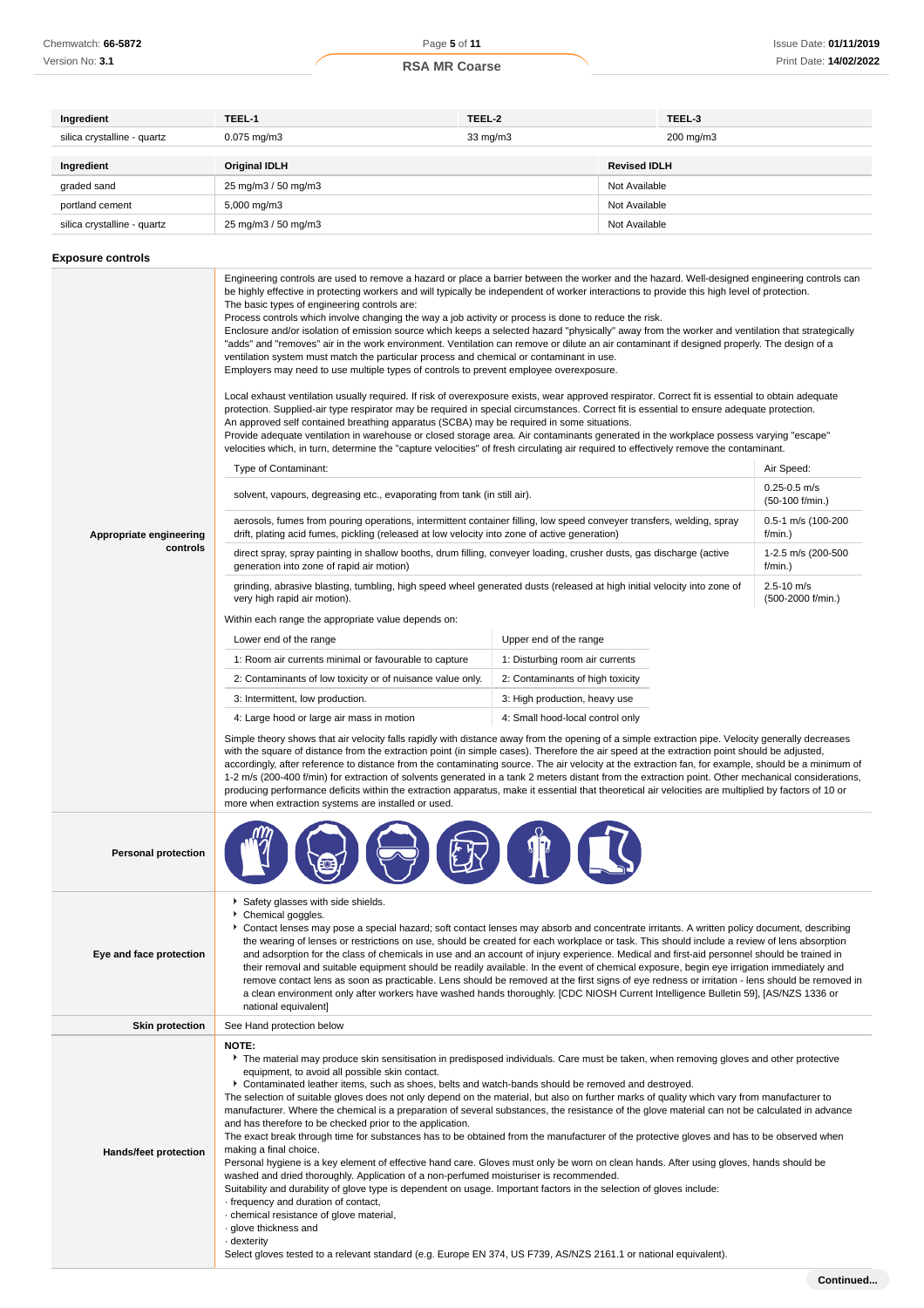| Ingredient | TEEL-1 | TEEL-2 | TEEL-3 |
|---|---|---|---|
| silica crystalline - quartz | 0.075 mg/m3 | 33 mg/m3 | 200 mg/m3 |

| Ingredient | Original IDLH | Revised IDLH |
|---|---|---|
| graded sand | 25 mg/m3 / 50 mg/m3 | Not Available |
| portland cement | 5,000 mg/m3 | Not Available |
| silica crystalline - quartz | 25 mg/m3 / 50 mg/m3 | Not Available |

## Exposure controls

### Appropriate engineering controls

Engineering controls are used to remove a hazard or place a barrier between the worker and the hazard. Well-designed engineering controls can be highly effective in protecting workers and will typically be independent of worker interactions to provide this high level of protection.
The basic types of engineering controls are:
Process controls which involve changing the way a job activity or process is done to reduce the risk.
Enclosure and/or isolation of emission source which keeps a selected hazard "physically" away from the worker and ventilation that strategically "adds" and "removes" air in the work environment. Ventilation can remove or dilute an air contaminant if designed properly. The design of a ventilation system must match the particular process and chemical or contaminant in use.
Employers may need to use multiple types of controls to prevent employee overexposure.

Local exhaust ventilation usually required. If risk of overexposure exists, wear approved respirator. Correct fit is essential to obtain adequate protection. Supplied-air type respirator may be required in special circumstances. Correct fit is essential to ensure adequate protection.
An approved self contained breathing apparatus (SCBA) may be required in some situations.
Provide adequate ventilation in warehouse or closed storage area. Air contaminants generated in the workplace possess varying "escape" velocities which, in turn, determine the "capture velocities" of fresh circulating air required to effectively remove the contaminant.

| Type of Contaminant: | Air Speed: |
|---|---|
| solvent, vapours, degreasing etc., evaporating from tank (in still air). | 0.25-0.5 m/s (50-100 f/min.) |
| aerosols, fumes from pouring operations, intermittent container filling, low speed conveyer transfers, welding, spray drift, plating acid fumes, pickling (released at low velocity into zone of active generation) | 0.5-1 m/s (100-200 f/min.) |
| direct spray, spray painting in shallow booths, drum filling, conveyer loading, crusher dusts, gas discharge (active generation into zone of rapid air motion) | 1-2.5 m/s (200-500 f/min.) |
| grinding, abrasive blasting, tumbling, high speed wheel generated dusts (released at high initial velocity into zone of very high rapid air motion). | 2.5-10 m/s (500-2000 f/min.) |

Within each range the appropriate value depends on:

| Lower end of the range | Upper end of the range |
|---|---|
| 1: Room air currents minimal or favourable to capture | 1: Disturbing room air currents |
| 2: Contaminants of low toxicity or of nuisance value only. | 2: Contaminants of high toxicity |
| 3: Intermittent, low production. | 3: High production, heavy use |
| 4: Large hood or large air mass in motion | 4: Small hood-local control only |

Simple theory shows that air velocity falls rapidly with distance away from the opening of a simple extraction pipe. Velocity generally decreases with the square of distance from the extraction point (in simple cases). Therefore the air speed at the extraction point should be adjusted, accordingly, after reference to distance from the contaminating source. The air velocity at the extraction fan, for example, should be a minimum of 1-2 m/s (200-400 f/min) for extraction of solvents generated in a tank 2 meters distant from the extraction point. Other mechanical considerations, producing performance deficits within the extraction apparatus, make it essential that theoretical air velocities are multiplied by factors of 10 or more when extraction systems are installed or used.

### Personal protection

### Eye and face protection

- Safety glasses with side shields.
- Chemical goggles.
- Contact lenses may pose a special hazard; soft contact lenses may absorb and concentrate irritants. A written policy document, describing the wearing of lenses or restrictions on use, should be created for each workplace or task. This should include a review of lens absorption and adsorption for the class of chemicals in use and an account of injury experience. Medical and first-aid personnel should be trained in their removal and suitable equipment should be readily available. In the event of chemical exposure, begin eye irrigation immediately and remove contact lens as soon as practicable. Lens should be removed at the first signs of eye redness or irritation - lens should be removed in a clean environment only after workers have washed hands thoroughly. [CDC NIOSH Current Intelligence Bulletin 59], [AS/NZS 1336 or national equivalent]

### Skin protection

See Hand protection below

### Hands/feet protection

**NOTE:**

- The material may produce skin sensitisation in predisposed individuals. Care must be taken, when removing gloves and other protective equipment, to avoid all possible skin contact.
- Contaminated leather items, such as shoes, belts and watch-bands should be removed and destroyed.

The selection of suitable gloves does not only depend on the material, but also on further marks of quality which vary from manufacturer to manufacturer. Where the chemical is a preparation of several substances, the resistance of the glove material can not be calculated in advance and has therefore to be checked prior to the application.
The exact break through time for substances has to be obtained from the manufacturer of the protective gloves and has to be observed when making a final choice.
Personal hygiene is a key element of effective hand care. Gloves must only be worn on clean hands. After using gloves, hands should be washed and dried thoroughly. Application of a non-perfumed moisturiser is recommended.
Suitability and durability of glove type is dependent on usage. Important factors in the selection of gloves include:
· frequency and duration of contact,
· chemical resistance of glove material,
· glove thickness and
· dexterity
Select gloves tested to a relevant standard (e.g. Europe EN 374, US F739, AS/NZS 2161.1 or national equivalent).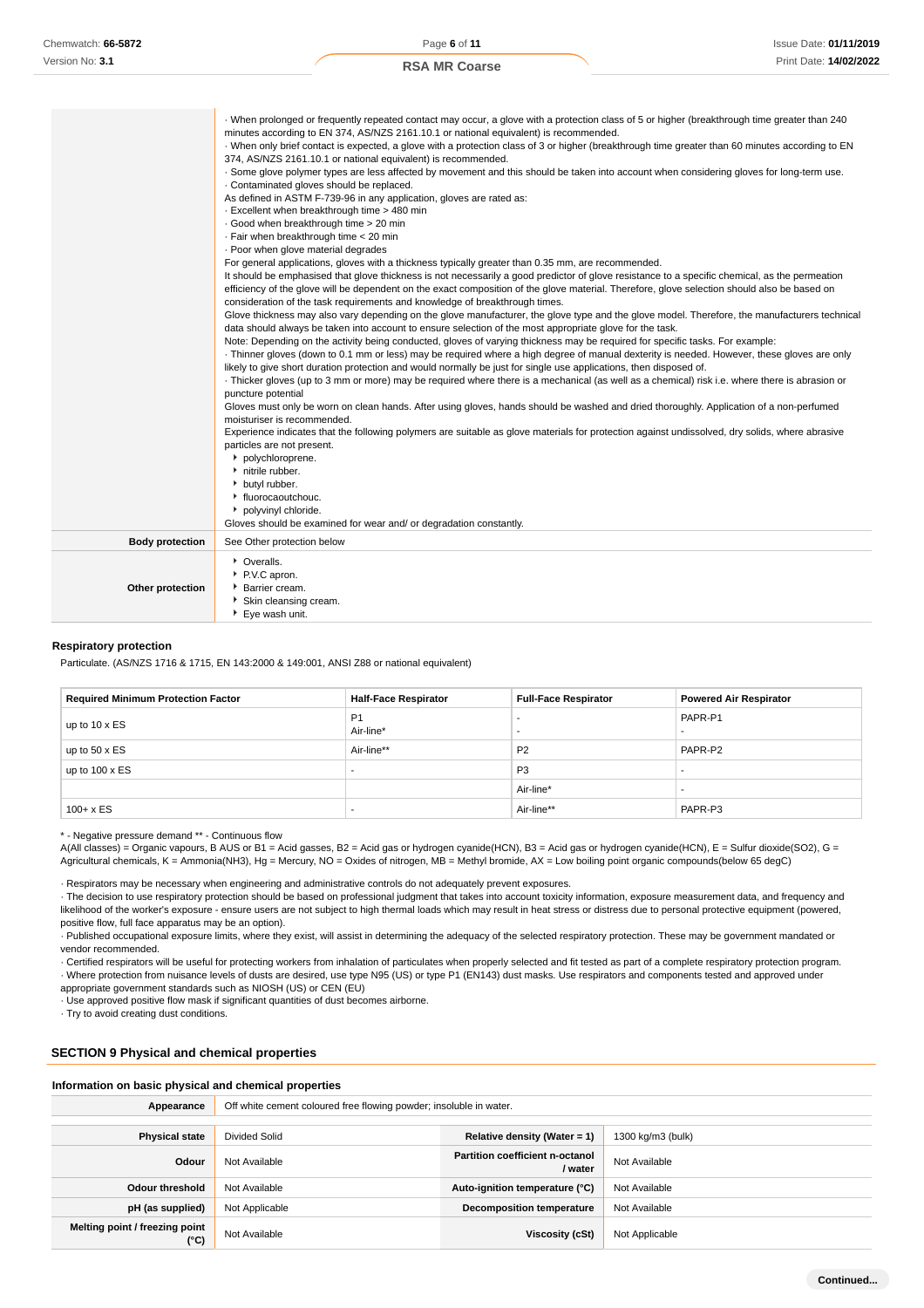| | |
|---|---|
| | · When prolonged or frequently repeated contact may occur, a glove with a protection class of 5 or higher (breakthrough time greater than 240 minutes according to EN 374, AS/NZS 2161.10.1 or national equivalent) is recommended.<br>· When only brief contact is expected, a glove with a protection class of 3 or higher (breakthrough time greater than 60 minutes according to EN 374, AS/NZS 2161.10.1 or national equivalent) is recommended.<br>· Some glove polymer types are less affected by movement and this should be taken into account when considering gloves for long-term use.<br>· Contaminated gloves should be replaced.<br>As defined in ASTM F-739-96 in any application, gloves are rated as:<br>· Excellent when breakthrough time > 480 min<br>· Good when breakthrough time > 20 min<br>· Fair when breakthrough time < 20 min<br>· Poor when glove material degrades<br>For general applications, gloves with a thickness typically greater than 0.35 mm, are recommended.<br>It should be emphasised that glove thickness is not necessarily a good predictor of glove resistance to a specific chemical, as the permeation efficiency of the glove will be dependent on the exact composition of the glove material. Therefore, glove selection should also be based on consideration of the task requirements and knowledge of breakthrough times.<br>Glove thickness may also vary depending on the glove manufacturer, the glove type and the glove model. Therefore, the manufacturers technical data should always be taken into account to ensure selection of the most appropriate glove for the task.<br>Note: Depending on the activity being conducted, gloves of varying thickness may be required for specific tasks. For example:<br>· Thinner gloves (down to 0.1 mm or less) may be required where a high degree of manual dexterity is needed. However, these gloves are only likely to give short duration protection and would normally be just for single use applications, then disposed of.<br>· Thicker gloves (up to 3 mm or more) may be required where there is a mechanical (as well as a chemical) risk i.e. where there is abrasion or puncture potential<br>Gloves must only be worn on clean hands. After using gloves, hands should be washed and dried thoroughly. Application of a non-perfumed moisturiser is recommended.<br>Experience indicates that the following polymers are suitable as glove materials for protection against undissolved, dry solids, where abrasive particles are not present.<br>‣ polychloroprene.<br>‣ nitrile rubber.<br>‣ butyl rubber.<br>‣ fluorocaoutchouc.<br>‣ polyvinyl chloride.<br>Gloves should be examined for wear and/ or degradation constantly. |
| **Body protection** | See Other protection below |
| **Other protection** | ‣ Overalls.<br>‣ P.V.C apron.<br>‣ Barrier cream.<br>‣ Skin cleansing cream.<br>‣ Eye wash unit. |

### Respiratory protection

Particulate. (AS/NZS 1716 & 1715, EN 143:2000 & 149:001, ANSI Z88 or national equivalent)

| Required Minimum Protection Factor | Half-Face Respirator | Full-Face Respirator | Powered Air Respirator |
|---|---|---|---|
| up to 10 x ES | P1<br>Air-line* | -<br>- | PAPR-P1<br>- |
| up to 50 x ES | Air-line** | P2 | PAPR-P2 |
| up to 100 x ES | - | P3 | - |
| | | Air-line* | - |
| 100+ x ES | - | Air-line** | PAPR-P3 |

* - Negative pressure demand ** - Continuous flow

A(All classes) = Organic vapours, B AUS or B1 = Acid gasses, B2 = Acid gas or hydrogen cyanide(HCN), B3 = Acid gas or hydrogen cyanide(HCN), E = Sulfur dioxide(SO2), G = Agricultural chemicals, K = Ammonia(NH3), Hg = Mercury, NO = Oxides of nitrogen, MB = Methyl bromide, AX = Low boiling point organic compounds(below 65 degC)

· Respirators may be necessary when engineering and administrative controls do not adequately prevent exposures.
· The decision to use respiratory protection should be based on professional judgment that takes into account toxicity information, exposure measurement data, and frequency and likelihood of the worker's exposure - ensure users are not subject to high thermal loads which may result in heat stress or distress due to personal protective equipment (powered, positive flow, full face apparatus may be an option).
· Published occupational exposure limits, where they exist, will assist in determining the adequacy of the selected respiratory protection. These may be government mandated or vendor recommended.
· Certified respirators will be useful for protecting workers from inhalation of particulates when properly selected and fit tested as part of a complete respiratory protection program.
· Where protection from nuisance levels of dusts are desired, use type N95 (US) or type P1 (EN143) dust masks. Use respirators and components tested and approved under appropriate government standards such as NIOSH (US) or CEN (EU)
· Use approved positive flow mask if significant quantities of dust becomes airborne.
· Try to avoid creating dust conditions.

## SECTION 9 Physical and chemical properties

### Information on basic physical and chemical properties

| | | | |
|---|---|---|---|
| **Appearance** | Off white cement coloured free flowing powder; insoluble in water. | | |
| **Physical state** | Divided Solid | **Relative density (Water = 1)** | 1300 kg/m3 (bulk) |
| **Odour** | Not Available | **Partition coefficient n-octanol / water** | Not Available |
| **Odour threshold** | Not Available | **Auto-ignition temperature (°C)** | Not Available |
| **pH (as supplied)** | Not Applicable | **Decomposition temperature** | Not Available |
| **Melting point / freezing point (°C)** | Not Available | **Viscosity (cSt)** | Not Applicable |

**Continued...**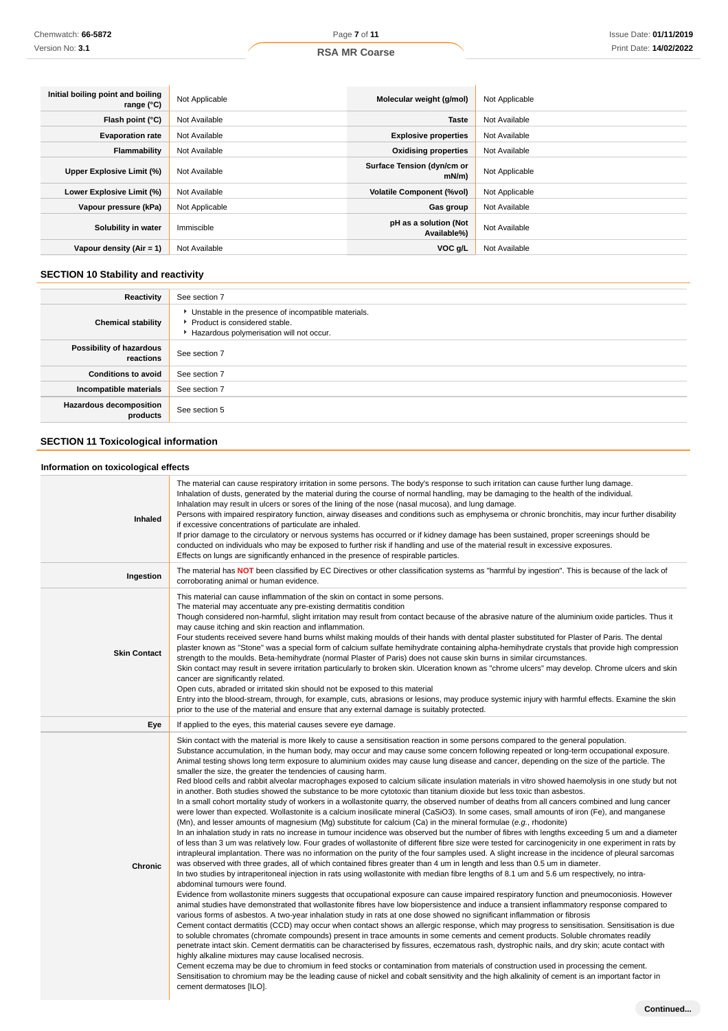| | | | |
|---|---|---|---|
| **Initial boiling point and boiling range (°C)** | Not Applicable | **Molecular weight (g/mol)** | Not Applicable |
| **Flash point (°C)** | Not Available | **Taste** | Not Available |
| **Evaporation rate** | Not Available | **Explosive properties** | Not Available |
| **Flammability** | Not Available | **Oxidising properties** | Not Available |
| **Upper Explosive Limit (%)** | Not Available | **Surface Tension (dyn/cm or mN/m)** | Not Applicable |
| **Lower Explosive Limit (%)** | Not Available | **Volatile Component (%vol)** | Not Applicable |
| **Vapour pressure (kPa)** | Not Applicable | **Gas group** | Not Available |
| **Solubility in water** | Immiscible | **pH as a solution (Not Available%)** | Not Available |
| **Vapour density (Air = 1)** | Not Available | **VOC g/L** | Not Available |

## SECTION 10 Stability and reactivity

| | |
|---|---|
| **Reactivity** | See section 7 |
| **Chemical stability** | ▸ Unstable in the presence of incompatible materials.<br>▸ Product is considered stable.<br>▸ Hazardous polymerisation will not occur. |
| **Possibility of hazardous reactions** | See section 7 |
| **Conditions to avoid** | See section 7 |
| **Incompatible materials** | See section 7 |
| **Hazardous decomposition products** | See section 5 |

## SECTION 11 Toxicological information

### Information on toxicological effects

| | |
|---|---|
| **Inhaled** | The material can cause respiratory irritation in some persons. The body's response to such irritation can cause further lung damage.<br>Inhalation of dusts, generated by the material during the course of normal handling, may be damaging to the health of the individual.<br>Inhalation may result in ulcers or sores of the lining of the nose (nasal mucosa), and lung damage.<br>Persons with impaired respiratory function, airway diseases and conditions such as emphysema or chronic bronchitis, may incur further disability if excessive concentrations of particulate are inhaled.<br>If prior damage to the circulatory or nervous systems has occurred or if kidney damage has been sustained, proper screenings should be conducted on individuals who may be exposed to further risk if handling and use of the material result in excessive exposures.<br>Effects on lungs are significantly enhanced in the presence of respirable particles. |
| **Ingestion** | The material has **NOT** been classified by EC Directives or other classification systems as "harmful by ingestion". This is because of the lack of corroborating animal or human evidence. |
| **Skin Contact** | This material can cause inflammation of the skin on contact in some persons.<br>The material may accentuate any pre-existing dermatitis condition<br>Though considered non-harmful, slight irritation may result from contact because of the abrasive nature of the aluminium oxide particles. Thus it may cause itching and skin reaction and inflammation.<br>Four students received severe hand burns whilst making moulds of their hands with dental plaster substituted for Plaster of Paris. The dental plaster known as "Stone" was a special form of calcium sulfate hemihydrate containing alpha-hemihydrate crystals that provide high compression strength to the moulds. Beta-hemihydrate (normal Plaster of Paris) does not cause skin burns in similar circumstances.<br>Skin contact may result in severe irritation particularly to broken skin. Ulceration known as "chrome ulcers" may develop. Chrome ulcers and skin cancer are significantly related.<br>Open cuts, abraded or irritated skin should not be exposed to this material<br>Entry into the blood-stream, through, for example, cuts, abrasions or lesions, may produce systemic injury with harmful effects. Examine the skin prior to the use of the material and ensure that any external damage is suitably protected. |
| **Eye** | If applied to the eyes, this material causes severe eye damage. |
| **Chronic** | Skin contact with the material is more likely to cause a sensitisation reaction in some persons compared to the general population.<br>Substance accumulation, in the human body, may occur and may cause some concern following repeated or long-term occupational exposure.<br>Animal testing shows long term exposure to aluminium oxides may cause lung disease and cancer, depending on the size of the particle. The smaller the size, the greater the tendencies of causing harm.<br>Red blood cells and rabbit alveolar macrophages exposed to calcium silicate insulation materials in vitro showed haemolysis in one study but not in another. Both studies showed the substance to be more cytotoxic than titanium dioxide but less toxic than asbestos.<br>In a small cohort mortality study of workers in a wollastonite quarry, the observed number of deaths from all cancers combined and lung cancer were lower than expected. Wollastonite is a calcium inosilicate mineral ($CaSiO_3$). In some cases, small amounts of iron (Fe), and manganese (Mn), and lesser amounts of magnesium (Mg) substitute for calcium (Ca) in the mineral formulae (*e.g.*, rhodonite)<br>In an inhalation study in rats no increase in tumour incidence was observed but the number of fibres with lengths exceeding 5 um and a diameter of less than 3 um was relatively low. Four grades of wollastonite of different fibre size were tested for carcinogenicity in one experiment in rats by intrapleural implantation. There was no information on the purity of the four samples used. A slight increase in the incidence of pleural sarcomas was observed with three grades, all of which contained fibres greater than 4 um in length and less than 0.5 um in diameter.<br>In two studies by intraperitoneal injection in rats using wollastonite with median fibre lengths of 8.1 um and 5.6 um respectively, no intra-abdominal tumours were found.<br>Evidence from wollastonite miners suggests that occupational exposure can cause impaired respiratory function and pneumoconiosis. However animal studies have demonstrated that wollastonite fibres have low biopersistence and induce a transient inflammatory response compared to various forms of asbestos. A two-year inhalation study in rats at one dose showed no significant inflammation or fibrosis<br>Cement contact dermatitis (CCD) may occur when contact shows an allergic response, which may progress to sensitisation. Sensitisation is due to soluble chromates (chromate compounds) present in trace amounts in some cements and cement products. Soluble chromates readily penetrate intact skin. Cement dermatitis can be characterised by fissures, eczematous rash, dystrophic nails, and dry skin; acute contact with highly alkaline mixtures may cause localised necrosis.<br>Cement eczema may be due to chromium in feed stocks or contamination from materials of construction used in processing the cement. Sensitisation to chromium may be the leading cause of nickel and cobalt sensitivity and the high alkalinity of cement is an important factor in cement dermatoses [ILO]. |

**Continued...**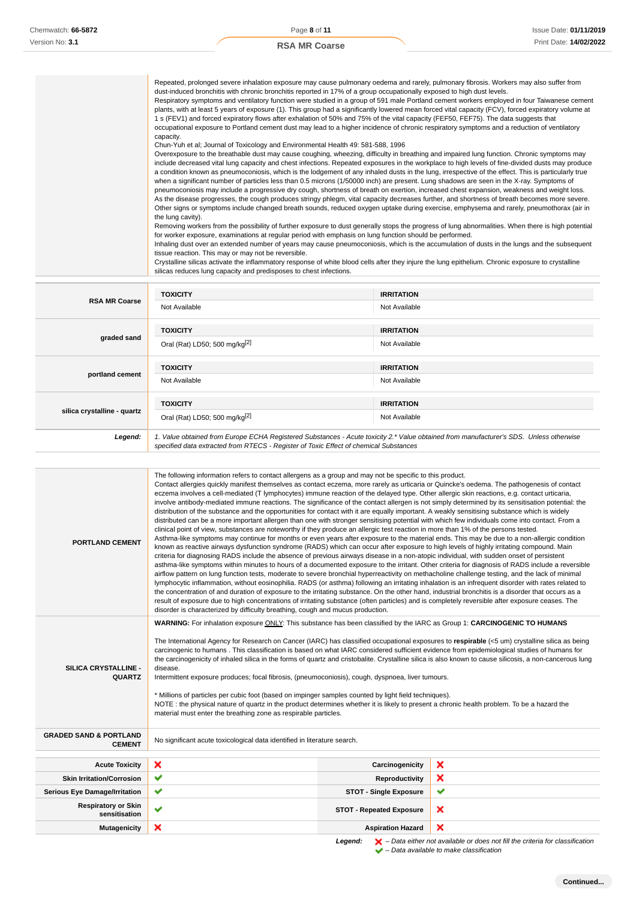| | |
|---|---|
| | Repeated, prolonged severe inhalation exposure may cause pulmonary oedema and rarely, pulmonary fibrosis. Workers may also suffer from dust-induced bronchitis with chronic bronchitis reported in 17% of a group occupationally exposed to high dust levels.<br>Respiratory symptoms and ventilatory function were studied in a group of 591 male Portland cement workers employed in four Taiwanese cement plants, with at least 5 years of exposure (1). This group had a significantly lowered mean forced vital capacity (FCV), forced expiratory volume at 1 s (FEV1) and forced expiratory flows after exhalation of 50% and 75% of the vital capacity (FEF50, FEF75). The data suggests that occupational exposure to Portland cement dust may lead to a higher incidence of chronic respiratory symptoms and a reduction of ventilatory capacity.<br>Chun-Yuh et al; Journal of Toxicology and Environmental Health 49: 581-588, 1996<br>Overexposure to the breathable dust may cause coughing, wheezing, difficulty in breathing and impaired lung function. Chronic symptoms may include decreased vital lung capacity and chest infections. Repeated exposures in the workplace to high levels of fine-divided dusts may produce a condition known as pneumoconiosis, which is the lodgement of any inhaled dusts in the lung, irrespective of the effect. This is particularly true when a significant number of particles less than 0.5 microns (1/50000 inch) are present. Lung shadows are seen in the X-ray. Symptoms of pneumoconiosis may include a progressive dry cough, shortness of breath on exertion, increased chest expansion, weakness and weight loss. As the disease progresses, the cough produces stringy phlegm, vital capacity decreases further, and shortness of breath becomes more severe. Other signs or symptoms include changed breath sounds, reduced oxygen uptake during exercise, emphysema and rarely, pneumothorax (air in the lung cavity).<br>Removing workers from the possibility of further exposure to dust generally stops the progress of lung abnormalities. When there is high potential for worker exposure, examinations at regular period with emphasis on lung function should be performed.<br>Inhaling dust over an extended number of years may cause pneumoconiosis, which is the accumulation of dusts in the lungs and the subsequent tissue reaction. This may or may not be reversible.<br>Crystalline silicas activate the inflammatory response of white blood cells after they injure the lung epithelium. Chronic exposure to crystalline silicas reduces lung capacity and predisposes to chest infections. |

| | TOXICITY | IRRITATION |
|---|---|---|
| **RSA MR Coarse** | Not Available | Not Available |
| **graded sand** | Oral (Rat) LD50; 500 mg/kg[2] | Not Available |
| **portland cement** | Not Available | Not Available |
| **silica crystalline - quartz** | Oral (Rat) LD50; 500 mg/kg[2] | Not Available |
| ***Legend:*** | *1. Value obtained from Europe ECHA Registered Substances - Acute toxicity 2.\* Value obtained from manufacturer's SDS. Unless otherwise specified data extracted from RTECS - Register of Toxic Effect of chemical Substances* | |

| | |
|---|---|
| **PORTLAND CEMENT** | The following information refers to contact allergens as a group and may not be specific to this product.<br>Contact allergies quickly manifest themselves as contact eczema, more rarely as urticaria or Quincke's oedema. The pathogenesis of contact eczema involves a cell-mediated (T lymphocytes) immune reaction of the delayed type. Other allergic skin reactions, e.g. contact urticaria, involve antibody-mediated immune reactions. The significance of the contact allergen is not simply determined by its sensitisation potential: the distribution of the substance and the opportunities for contact with it are equally important. A weakly sensitising substance which is widely distributed can be a more important allergen than one with stronger sensitising potential with which few individuals come into contact. From a clinical point of view, substances are noteworthy if they produce an allergic test reaction in more than 1% of the persons tested.<br>Asthma-like symptoms may continue for months or even years after exposure to the material ends. This may be due to a non-allergic condition known as reactive airways dysfunction syndrome (RADS) which can occur after exposure to high levels of highly irritating compound. Main criteria for diagnosing RADS include the absence of previous airways disease in a non-atopic individual, with sudden onset of persistent asthma-like symptoms within minutes to hours of a documented exposure to the irritant. Other criteria for diagnosis of RADS include a reversible airflow pattern on lung function tests, moderate to severe bronchial hyperreactivity on methacholine challenge testing, and the lack of minimal lymphocytic inflammation, without eosinophilia. RADS (or asthma) following an irritating inhalation is an infrequent disorder with rates related to the concentration of and duration of exposure to the irritating substance. On the other hand, industrial bronchitis is a disorder that occurs as a result of exposure due to high concentrations of irritating substance (often particles) and is completely reversible after exposure ceases. The disorder is characterized by difficulty breathing, cough and mucus production. |
| **SILICA CRYSTALLINE - QUARTZ** | **WARNING:** For inhalation exposure ONLY: This substance has been classified by the IARC as Group 1: **CARCINOGENIC TO HUMANS**<br><br>The International Agency for Research on Cancer (IARC) has classified occupational exposures to **respirable** (<5 um) crystalline silica as being carcinogenic to humans . This classification is based on what IARC considered sufficient evidence from epidemiological studies of humans for the carcinogenicity of inhaled silica in the forms of quartz and cristobalite. Crystalline silica is also known to cause silicosis, a non-cancerous lung disease.<br>Intermittent exposure produces; focal fibrosis, (pneumoconiosis), cough, dyspnoea, liver tumours.<br><br>\* Millions of particles per cubic foot (based on impinger samples counted by light field techniques).<br>NOTE : the physical nature of quartz in the product determines whether it is likely to present a chronic health problem. To be a hazard the material must enter the breathing zone as respirable particles. |
| **GRADED SAND & PORTLAND CEMENT** | No significant acute toxicological data identified in literature search. |

| | | | |
|---|---|---|---|
| **Acute Toxicity** | ✘ | **Carcinogenicity** | ✘ |
| **Skin Irritation/Corrosion** | ✔ | **Reproductivity** | ✘ |
| **Serious Eye Damage/Irritation** | ✔ | **STOT - Single Exposure** | ✔ |
| **Respiratory or Skin sensitisation** | ✔ | **STOT - Repeated Exposure** | ✘ |
| **Mutagenicity** | ✘ | **Aspiration Hazard** | ✘ |

***Legend:*** ✘ *– Data either not available or does not fill the criteria for classification*
✔ *– Data available to make classification*

**Continued...**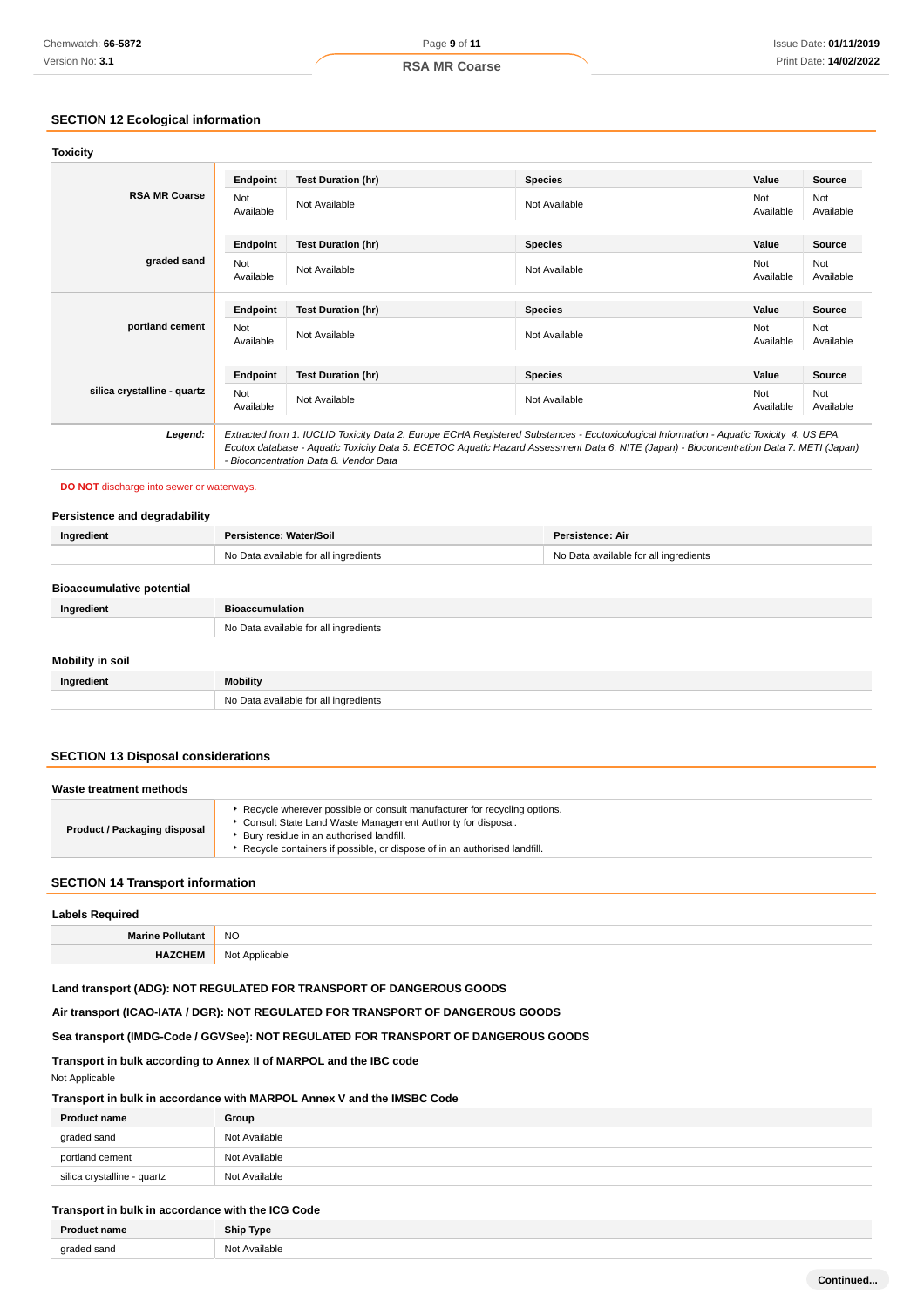## SECTION 12 Ecological information

### Toxicity

| | Endpoint | Test Duration (hr) | Species | Value | Source |
|---|---|---|---|---|---|
| **RSA MR Coarse** | Not Available | Not Available | Not Available | Not Available | Not Available |
| **graded sand** | Not Available | Not Available | Not Available | Not Available | Not Available |
| **portland cement** | Not Available | Not Available | Not Available | Not Available | Not Available |
| **silica crystalline - quartz** | Not Available | Not Available | Not Available | Not Available | Not Available |
| ***Legend:*** | *Extracted from 1. IUCLID Toxicity Data 2. Europe ECHA Registered Substances - Ecotoxicological Information - Aquatic Toxicity 4. US EPA, Ecotox database - Aquatic Toxicity Data 5. ECETOC Aquatic Hazard Assessment Data 6. NITE (Japan) - Bioconcentration Data 7. METI (Japan) - Bioconcentration Data 8. Vendor Data* | | | | |

**DO NOT** discharge into sewer or waterways.

### Persistence and degradability

| Ingredient | Persistence: Water/Soil | Persistence: Air |
|---|---|---|
| | No Data available for all ingredients | No Data available for all ingredients |

### Bioaccumulative potential

| Ingredient | Bioaccumulation |
|---|---|
| | No Data available for all ingredients |

### Mobility in soil

| Ingredient | Mobility |
|---|---|
| | No Data available for all ingredients |

## SECTION 13 Disposal considerations

### Waste treatment methods

| | |
|---|---|
| **Product / Packaging disposal** | ▸ Recycle wherever possible or consult manufacturer for recycling options.<br>▸ Consult State Land Waste Management Authority for disposal.<br>▸ Bury residue in an authorised landfill.<br>▸ Recycle containers if possible, or dispose of in an authorised landfill. |

## SECTION 14 Transport information

### Labels Required

| | |
|---|---|
| **Marine Pollutant** | NO |
| **HAZCHEM** | Not Applicable |

**Land transport (ADG): NOT REGULATED FOR TRANSPORT OF DANGEROUS GOODS**

**Air transport (ICAO-IATA / DGR): NOT REGULATED FOR TRANSPORT OF DANGEROUS GOODS**

**Sea transport (IMDG-Code / GGVSee): NOT REGULATED FOR TRANSPORT OF DANGEROUS GOODS**

**Transport in bulk according to Annex II of MARPOL and the IBC code**

Not Applicable

**Transport in bulk in accordance with MARPOL Annex V and the IMSBC Code**

| Product name | Group |
|---|---|
| graded sand | Not Available |
| portland cement | Not Available |
| silica crystalline - quartz | Not Available |

**Transport in bulk in accordance with the ICG Code**

| Product name | Ship Type |
|---|---|
| graded sand | Not Available |

**Continued...**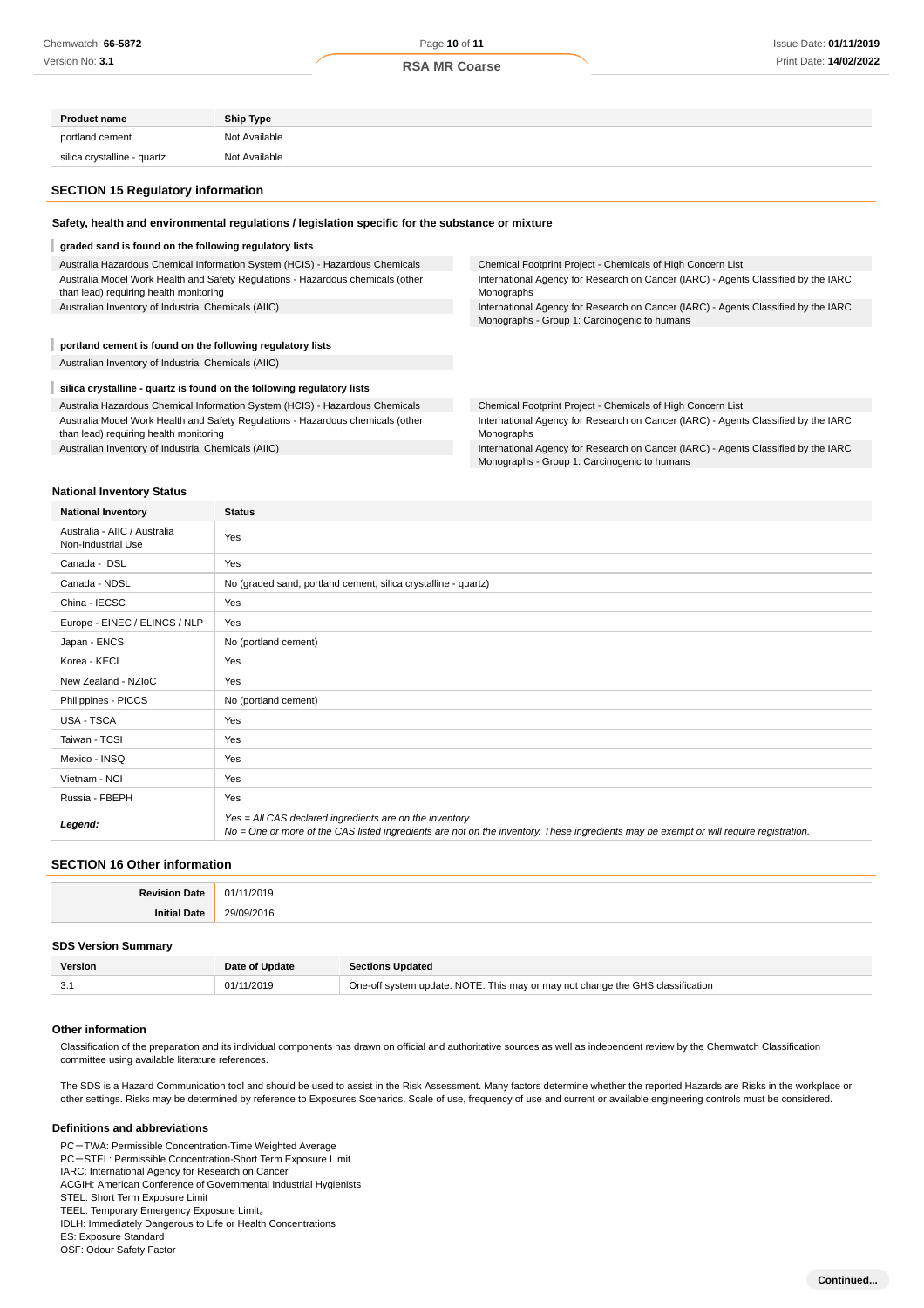| Product name | Ship Type |
|---|---|
| portland cement | Not Available |
| silica crystalline - quartz | Not Available |

## SECTION 15 Regulatory information

### Safety, health and environmental regulations / legislation specific for the substance or mixture

**graded sand is found on the following regulatory lists**

| | |
|---|---|
| Australia Hazardous Chemical Information System (HCIS) - Hazardous Chemicals | Chemical Footprint Project - Chemicals of High Concern List |
| Australia Model Work Health and Safety Regulations - Hazardous chemicals (other than lead) requiring health monitoring | International Agency for Research on Cancer (IARC) - Agents Classified by the IARC Monographs |
| Australian Inventory of Industrial Chemicals (AIIC) | International Agency for Research on Cancer (IARC) - Agents Classified by the IARC Monographs - Group 1: Carcinogenic to humans |

**portland cement is found on the following regulatory lists**

Australian Inventory of Industrial Chemicals (AIIC)

**silica crystalline - quartz is found on the following regulatory lists**

| | |
|---|---|
| Australia Hazardous Chemical Information System (HCIS) - Hazardous Chemicals | Chemical Footprint Project - Chemicals of High Concern List |
| Australia Model Work Health and Safety Regulations - Hazardous chemicals (other than lead) requiring health monitoring | International Agency for Research on Cancer (IARC) - Agents Classified by the IARC Monographs |
| Australian Inventory of Industrial Chemicals (AIIC) | International Agency for Research on Cancer (IARC) - Agents Classified by the IARC Monographs - Group 1: Carcinogenic to humans |

### National Inventory Status

| National Inventory | Status |
|---|---|
| Australia - AIIC / Australia Non-Industrial Use | Yes |
| Canada - DSL | Yes |
| Canada - NDSL | No (graded sand; portland cement; silica crystalline - quartz) |
| China - IECSC | Yes |
| Europe - EINEC / ELINCS / NLP | Yes |
| Japan - ENCS | No (portland cement) |
| Korea - KECI | Yes |
| New Zealand - NZIoC | Yes |
| Philippines - PICCS | No (portland cement) |
| USA - TSCA | Yes |
| Taiwan - TCSI | Yes |
| Mexico - INSQ | Yes |
| Vietnam - NCI | Yes |
| Russia - FBEPH | Yes |
| ***Legend:*** | *Yes = All CAS declared ingredients are on the inventory*<br>*No = One or more of the CAS listed ingredients are not on the inventory. These ingredients may be exempt or will require registration.* |

## SECTION 16 Other information

| | |
|---|---|
| **Revision Date** | 01/11/2019 |
| **Initial Date** | 29/09/2016 |

### SDS Version Summary

| Version | Date of Update | Sections Updated |
|---|---|---|
| 3.1 | 01/11/2019 | One-off system update. NOTE: This may or may not change the GHS classification |

### Other information

Classification of the preparation and its individual components has drawn on official and authoritative sources as well as independent review by the Chemwatch Classification committee using available literature references.

The SDS is a Hazard Communication tool and should be used to assist in the Risk Assessment. Many factors determine whether the reported Hazards are Risks in the workplace or other settings. Risks may be determined by reference to Exposures Scenarios. Scale of use, frequency of use and current or available engineering controls must be considered.

### Definitions and abbreviations

PC－TWA: Permissible Concentration-Time Weighted Average
PC－STEL: Permissible Concentration-Short Term Exposure Limit
IARC: International Agency for Research on Cancer
ACGIH: American Conference of Governmental Industrial Hygienists
STEL: Short Term Exposure Limit
TEEL: Temporary Emergency Exposure Limit。
IDLH: Immediately Dangerous to Life or Health Concentrations
ES: Exposure Standard
OSF: Odour Safety Factor

**Continued...**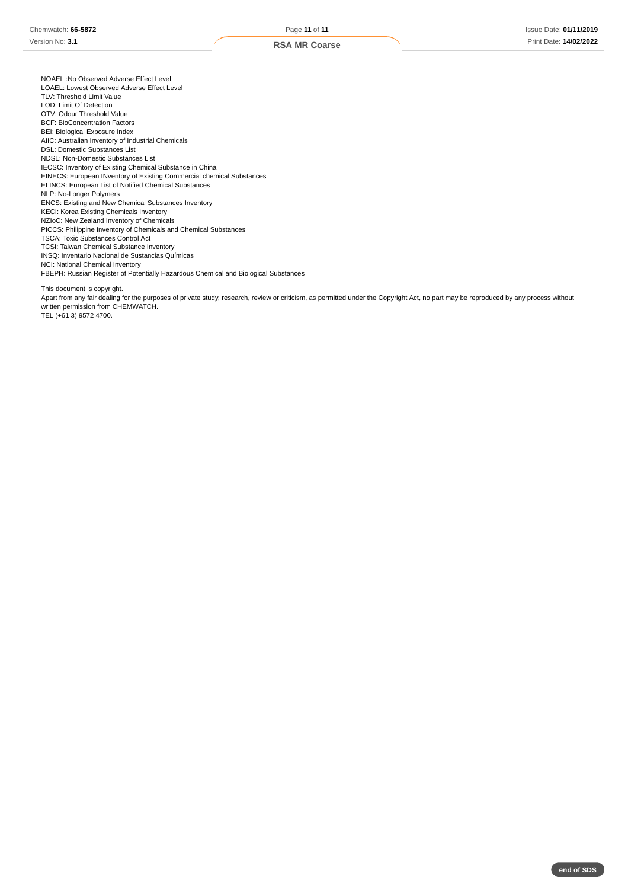NOAEL :No Observed Adverse Effect Level
LOAEL: Lowest Observed Adverse Effect Level
TLV: Threshold Limit Value
LOD: Limit Of Detection
OTV: Odour Threshold Value
BCF: BioConcentration Factors
BEI: Biological Exposure Index
AIIC: Australian Inventory of Industrial Chemicals
DSL: Domestic Substances List
NDSL: Non-Domestic Substances List
IECSC: Inventory of Existing Chemical Substance in China
EINECS: European INventory of Existing Commercial chemical Substances
ELINCS: European List of Notified Chemical Substances
NLP: No-Longer Polymers
ENCS: Existing and New Chemical Substances Inventory
KECI: Korea Existing Chemicals Inventory
NZIoC: New Zealand Inventory of Chemicals
PICCS: Philippine Inventory of Chemicals and Chemical Substances
TSCA: Toxic Substances Control Act
TCSI: Taiwan Chemical Substance Inventory
INSQ: Inventario Nacional de Sustancias Químicas
NCI: National Chemical Inventory
FBEPH: Russian Register of Potentially Hazardous Chemical and Biological Substances

This document is copyright.
Apart from any fair dealing for the purposes of private study, research, review or criticism, as permitted under the Copyright Act, no part may be reproduced by any process without written permission from CHEMWATCH.
TEL (+61 3) 9572 4700.

end of SDS